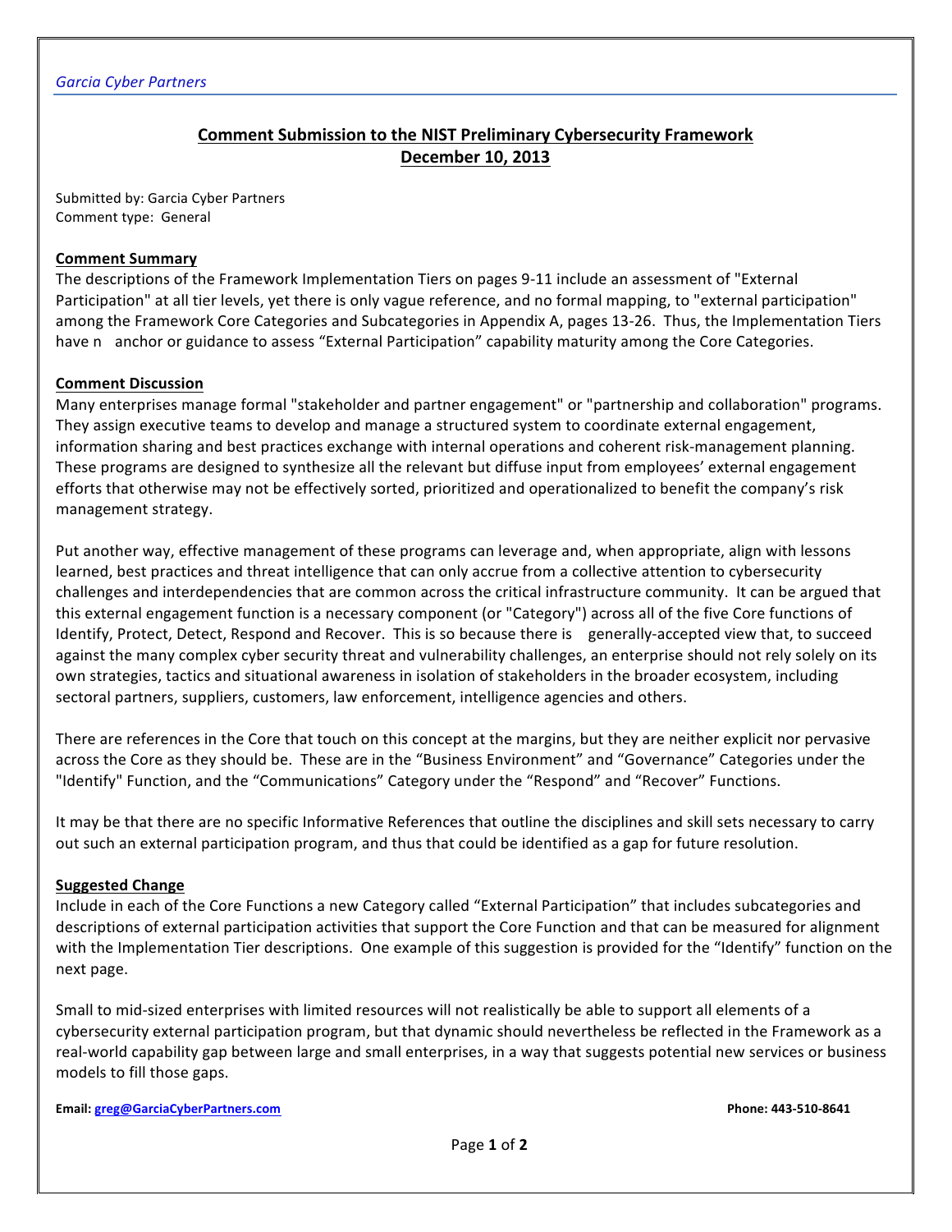*Garcia Cyber Partners*

# Comment Submission to the NIST Preliminary Cybersecurity Framework
## December 10, 2013

Submitted by: Garcia Cyber Partners
Comment type: General

### Comment Summary

The descriptions of the Framework Implementation Tiers on pages 9-11 include an assessment of "External Participation" at all tier levels, yet there is only vague reference, and no formal mapping, to "external participation" among the Framework Core Categories and Subcategories in Appendix A, pages 13-26. Thus, the Implementation Tiers have n anchor or guidance to assess "External Participation" capability maturity among the Core Categories.

### Comment Discussion

Many enterprises manage formal "stakeholder and partner engagement" or "partnership and collaboration" programs. They assign executive teams to develop and manage a structured system to coordinate external engagement, information sharing and best practices exchange with internal operations and coherent risk-management planning. These programs are designed to synthesize all the relevant but diffuse input from employees' external engagement efforts that otherwise may not be effectively sorted, prioritized and operationalized to benefit the company's risk management strategy.

Put another way, effective management of these programs can leverage and, when appropriate, align with lessons learned, best practices and threat intelligence that can only accrue from a collective attention to cybersecurity challenges and interdependencies that are common across the critical infrastructure community. It can be argued that this external engagement function is a necessary component (or "Category") across all of the five Core functions of Identify, Protect, Detect, Respond and Recover. This is so because there is generally-accepted view that, to succeed against the many complex cyber security threat and vulnerability challenges, an enterprise should not rely solely on its own strategies, tactics and situational awareness in isolation of stakeholders in the broader ecosystem, including sectoral partners, suppliers, customers, law enforcement, intelligence agencies and others.

There are references in the Core that touch on this concept at the margins, but they are neither explicit nor pervasive across the Core as they should be. These are in the "Business Environment" and "Governance" Categories under the "Identify" Function, and the "Communications" Category under the "Respond" and "Recover" Functions.

It may be that there are no specific Informative References that outline the disciplines and skill sets necessary to carry out such an external participation program, and thus that could be identified as a gap for future resolution.

### Suggested Change

Include in each of the Core Functions a new Category called "External Participation" that includes subcategories and descriptions of external participation activities that support the Core Function and that can be measured for alignment with the Implementation Tier descriptions. One example of this suggestion is provided for the "Identify" function on the next page.

Small to mid-sized enterprises with limited resources will not realistically be able to support all elements of a cybersecurity external participation program, but that dynamic should nevertheless be reflected in the Framework as a real-world capability gap between large and small enterprises, in a way that suggests potential new services or business models to fill those gaps.

**Email: greg@GarciaCyberPartners.com** **Phone: 443-510-8641**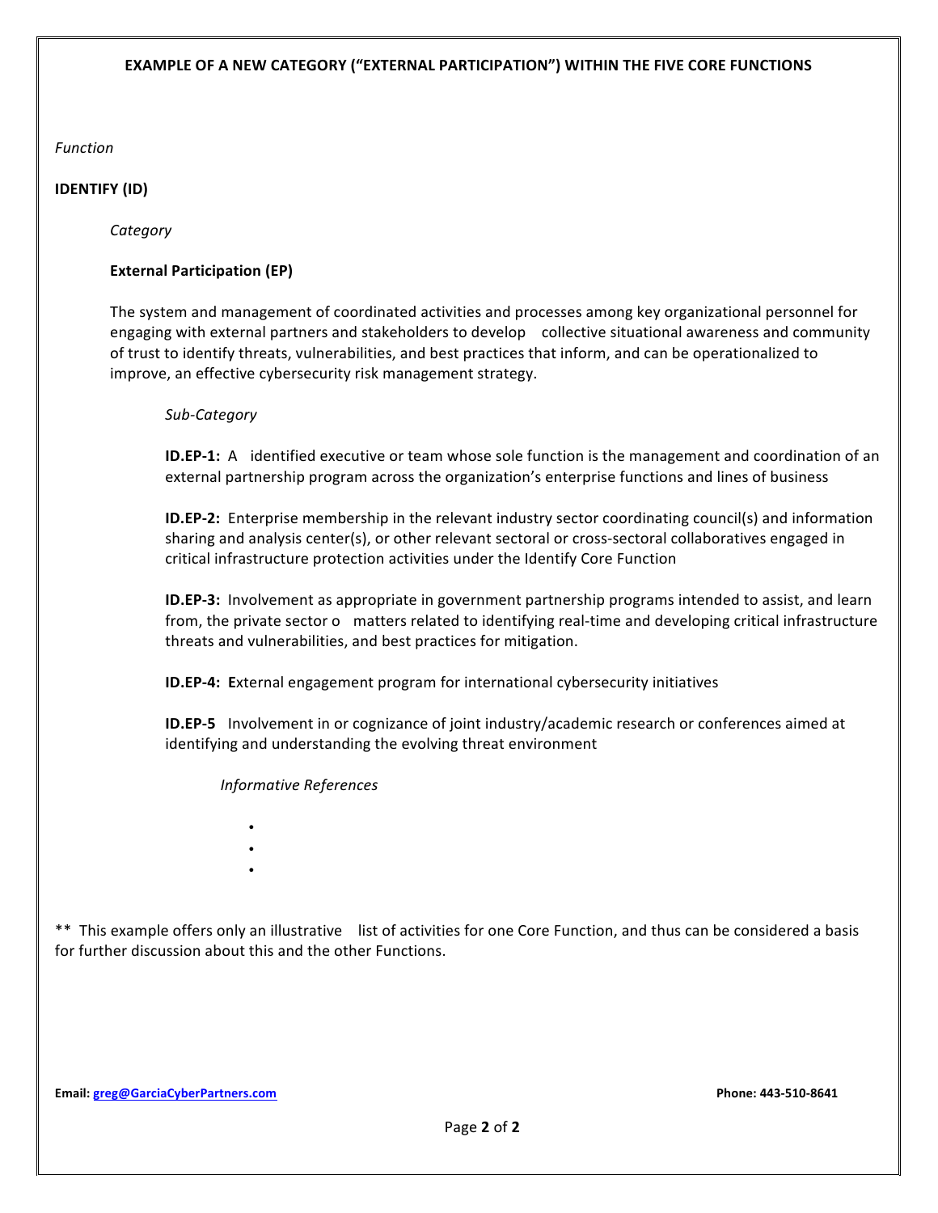**EXAMPLE OF A NEW CATEGORY ("EXTERNAL PARTICIPATION") WITHIN THE FIVE CORE FUNCTIONS**

*Function*

**IDENTIFY (ID)**

*Category*

**External Participation (EP)**

The system and management of coordinated activities and processes among key organizational personnel for engaging with external partners and stakeholders to develop collective situational awareness and community of trust to identify threats, vulnerabilities, and best practices that inform, and can be operationalized to improve, an effective cybersecurity risk management strategy.

*Sub-Category*

**ID.EP-1:** A identified executive or team whose sole function is the management and coordination of an external partnership program across the organization's enterprise functions and lines of business

**ID.EP-2:** Enterprise membership in the relevant industry sector coordinating council(s) and information sharing and analysis center(s), or other relevant sectoral or cross-sectoral collaboratives engaged in critical infrastructure protection activities under the Identify Core Function

**ID.EP-3:** Involvement as appropriate in government partnership programs intended to assist, and learn from, the private sector o matters related to identifying real-time and developing critical infrastructure threats and vulnerabilities, and best practices for mitigation.

**ID.EP-4: E**xternal engagement program for international cybersecurity initiatives

**ID.EP-5** Involvement in or cognizance of joint industry/academic research or conferences aimed at identifying and understanding the evolving threat environment

*Informative References*

- 
- 
- 

** This example offers only an illustrative list of activities for one Core Function, and thus can be considered a basis for further discussion about this and the other Functions.

**Email: greg@GarciaCyberPartners.com** **Phone: 443-510-8641**